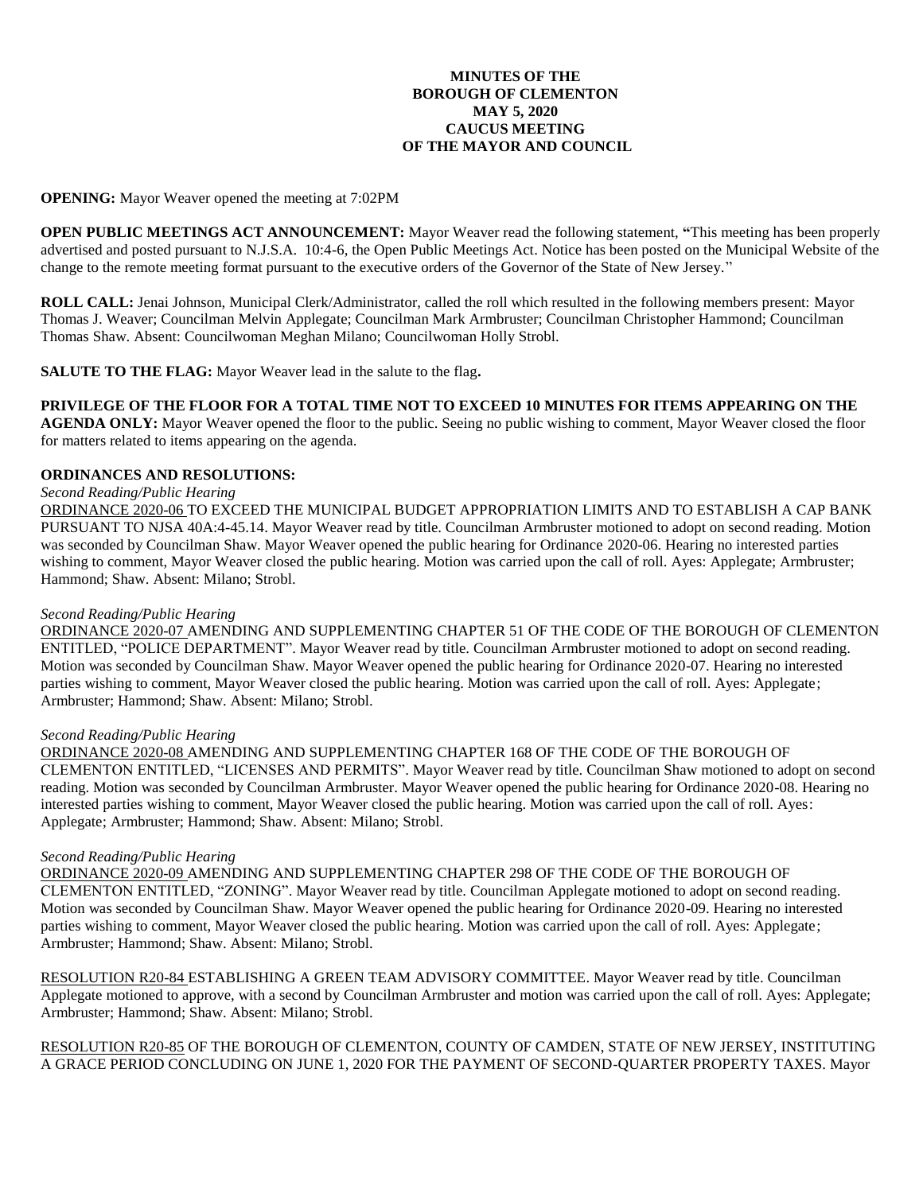**MINUTES OF THE**
**BOROUGH OF CLEMENTON**
**MAY 5, 2020**
**CAUCUS MEETING**
**OF THE MAYOR AND COUNCIL**

**OPENING:** Mayor Weaver opened the meeting at 7:02PM

**OPEN PUBLIC MEETINGS ACT ANNOUNCEMENT:** Mayor Weaver read the following statement, **"**This meeting has been properly advertised and posted pursuant to N.J.S.A. 10:4-6, the Open Public Meetings Act. Notice has been posted on the Municipal Website of the change to the remote meeting format pursuant to the executive orders of the Governor of the State of New Jersey."

**ROLL CALL:** Jenai Johnson, Municipal Clerk/Administrator, called the roll which resulted in the following members present: Mayor Thomas J. Weaver; Councilman Melvin Applegate; Councilman Mark Armbruster; Councilman Christopher Hammond; Councilman Thomas Shaw. Absent: Councilwoman Meghan Milano; Councilwoman Holly Strobl.

**SALUTE TO THE FLAG:** Mayor Weaver lead in the salute to the flag**.**

**PRIVILEGE OF THE FLOOR FOR A TOTAL TIME NOT TO EXCEED 10 MINUTES FOR ITEMS APPEARING ON THE AGENDA ONLY:** Mayor Weaver opened the floor to the public. Seeing no public wishing to comment, Mayor Weaver closed the floor for matters related to items appearing on the agenda.

**ORDINANCES AND RESOLUTIONS:**

*Second Reading/Public Hearing*

ORDINANCE 2020-06 TO EXCEED THE MUNICIPAL BUDGET APPROPRIATION LIMITS AND TO ESTABLISH A CAP BANK PURSUANT TO NJSA 40A:4-45.14. Mayor Weaver read by title. Councilman Armbruster motioned to adopt on second reading. Motion was seconded by Councilman Shaw. Mayor Weaver opened the public hearing for Ordinance 2020-06. Hearing no interested parties wishing to comment, Mayor Weaver closed the public hearing. Motion was carried upon the call of roll. Ayes: Applegate; Armbruster; Hammond; Shaw. Absent: Milano; Strobl.

*Second Reading/Public Hearing*

ORDINANCE 2020-07 AMENDING AND SUPPLEMENTING CHAPTER 51 OF THE CODE OF THE BOROUGH OF CLEMENTON ENTITLED, "POLICE DEPARTMENT". Mayor Weaver read by title. Councilman Armbruster motioned to adopt on second reading. Motion was seconded by Councilman Shaw. Mayor Weaver opened the public hearing for Ordinance 2020-07. Hearing no interested parties wishing to comment, Mayor Weaver closed the public hearing. Motion was carried upon the call of roll. Ayes: Applegate; Armbruster; Hammond; Shaw. Absent: Milano; Strobl.

*Second Reading/Public Hearing*

ORDINANCE 2020-08 AMENDING AND SUPPLEMENTING CHAPTER 168 OF THE CODE OF THE BOROUGH OF CLEMENTON ENTITLED, "LICENSES AND PERMITS". Mayor Weaver read by title. Councilman Shaw motioned to adopt on second reading. Motion was seconded by Councilman Armbruster. Mayor Weaver opened the public hearing for Ordinance 2020-08. Hearing no interested parties wishing to comment, Mayor Weaver closed the public hearing. Motion was carried upon the call of roll. Ayes: Applegate; Armbruster; Hammond; Shaw. Absent: Milano; Strobl.

*Second Reading/Public Hearing*

ORDINANCE 2020-09 AMENDING AND SUPPLEMENTING CHAPTER 298 OF THE CODE OF THE BOROUGH OF CLEMENTON ENTITLED, "ZONING". Mayor Weaver read by title. Councilman Applegate motioned to adopt on second reading. Motion was seconded by Councilman Shaw. Mayor Weaver opened the public hearing for Ordinance 2020-09. Hearing no interested parties wishing to comment, Mayor Weaver closed the public hearing. Motion was carried upon the call of roll. Ayes: Applegate; Armbruster; Hammond; Shaw. Absent: Milano; Strobl.

RESOLUTION R20-84 ESTABLISHING A GREEN TEAM ADVISORY COMMITTEE. Mayor Weaver read by title. Councilman Applegate motioned to approve, with a second by Councilman Armbruster and motion was carried upon the call of roll. Ayes: Applegate; Armbruster; Hammond; Shaw. Absent: Milano; Strobl.

RESOLUTION R20-85 OF THE BOROUGH OF CLEMENTON, COUNTY OF CAMDEN, STATE OF NEW JERSEY, INSTITUTING A GRACE PERIOD CONCLUDING ON JUNE 1, 2020 FOR THE PAYMENT OF SECOND-QUARTER PROPERTY TAXES. Mayor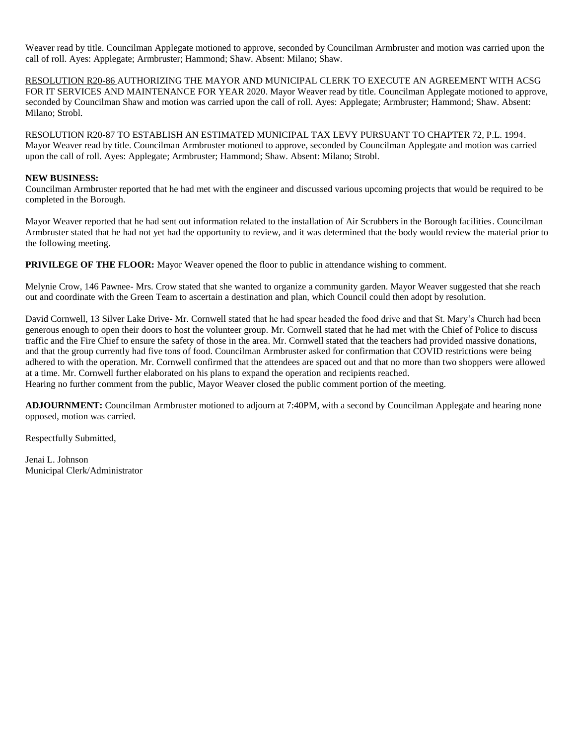Weaver read by title. Councilman Applegate motioned to approve, seconded by Councilman Armbruster and motion was carried upon the call of roll. Ayes: Applegate; Armbruster; Hammond; Shaw. Absent: Milano; Shaw.

RESOLUTION R20-86 AUTHORIZING THE MAYOR AND MUNICIPAL CLERK TO EXECUTE AN AGREEMENT WITH ACSG FOR IT SERVICES AND MAINTENANCE FOR YEAR 2020. Mayor Weaver read by title. Councilman Applegate motioned to approve, seconded by Councilman Shaw and motion was carried upon the call of roll. Ayes: Applegate; Armbruster; Hammond; Shaw. Absent: Milano; Strobl.

RESOLUTION R20-87 TO ESTABLISH AN ESTIMATED MUNICIPAL TAX LEVY PURSUANT TO CHAPTER 72, P.L. 1994. Mayor Weaver read by title. Councilman Armbruster motioned to approve, seconded by Councilman Applegate and motion was carried upon the call of roll. Ayes: Applegate; Armbruster; Hammond; Shaw. Absent: Milano; Strobl.

**NEW BUSINESS:**
Councilman Armbruster reported that he had met with the engineer and discussed various upcoming projects that would be required to be completed in the Borough.

Mayor Weaver reported that he had sent out information related to the installation of Air Scrubbers in the Borough facilities. Councilman Armbruster stated that he had not yet had the opportunity to review, and it was determined that the body would review the material prior to the following meeting.

**PRIVILEGE OF THE FLOOR:** Mayor Weaver opened the floor to public in attendance wishing to comment.

Melynie Crow, 146 Pawnee- Mrs. Crow stated that she wanted to organize a community garden. Mayor Weaver suggested that she reach out and coordinate with the Green Team to ascertain a destination and plan, which Council could then adopt by resolution.

David Cornwell, 13 Silver Lake Drive- Mr. Cornwell stated that he had spear headed the food drive and that St. Mary's Church had been generous enough to open their doors to host the volunteer group. Mr. Cornwell stated that he had met with the Chief of Police to discuss traffic and the Fire Chief to ensure the safety of those in the area. Mr. Cornwell stated that the teachers had provided massive donations, and that the group currently had five tons of food. Councilman Armbruster asked for confirmation that COVID restrictions were being adhered to with the operation. Mr. Cornwell confirmed that the attendees are spaced out and that no more than two shoppers were allowed at a time. Mr. Cornwell further elaborated on his plans to expand the operation and recipients reached.
Hearing no further comment from the public, Mayor Weaver closed the public comment portion of the meeting.

**ADJOURNMENT:** Councilman Armbruster motioned to adjourn at 7:40PM, with a second by Councilman Applegate and hearing none opposed, motion was carried.

Respectfully Submitted,

Jenai L. Johnson
Municipal Clerk/Administrator